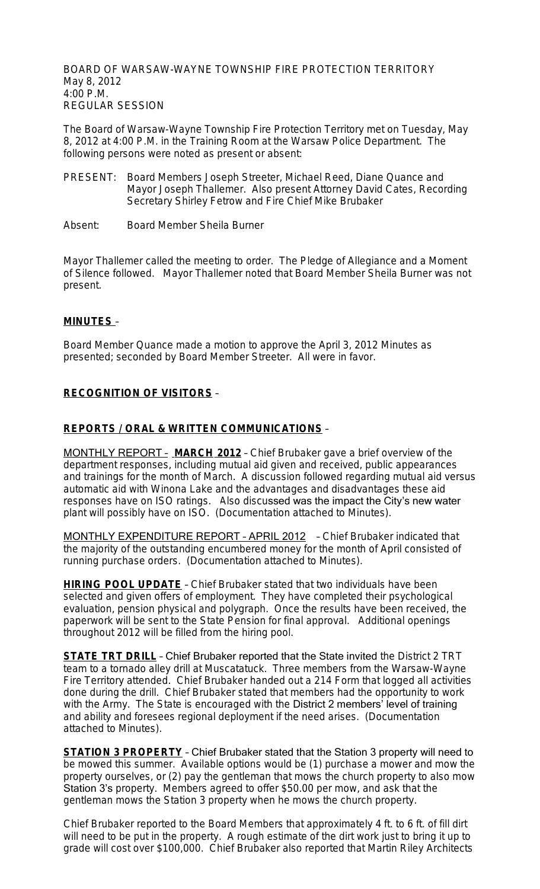BOARD OF WARSAW-WAYNE TOWNSHIP FIRE PROTECTION TERRITORY
May 8, 2012
4:00 P.M.
REGULAR SESSION

The Board of Warsaw-Wayne Township Fire Protection Territory met on Tuesday, May 8, 2012 at 4:00 P.M. in the Training Room at the Warsaw Police Department. The following persons were noted as present or absent:

PRESENT: Board Members Joseph Streeter, Michael Reed, Diane Quance and Mayor Joseph Thallemer. Also present Attorney David Cates, Recording Secretary Shirley Fetrow and Fire Chief Mike Brubaker

Absent: Board Member Sheila Burner

Mayor Thallemer called the meeting to order. The Pledge of Allegiance and a Moment of Silence followed. Mayor Thallemer noted that Board Member Sheila Burner was not present.

**MINUTES** –

Board Member Quance made a motion to approve the April 3, 2012 Minutes as presented; seconded by Board Member Streeter. All were in favor.

**RECOGNITION OF VISITORS** –

**REPORTS / ORAL & WRITTEN COMMUNICATIONS** –

MONTHLY REPORT – **MARCH 2012** – Chief Brubaker gave a brief overview of the department responses, including mutual aid given and received, public appearances and trainings for the month of March. A discussion followed regarding mutual aid versus automatic aid with Winona Lake and the advantages and disadvantages these aid responses have on ISO ratings. Also discussed was the impact the City's new water plant will possibly have on ISO. (Documentation attached to Minutes).

MONTHLY EXPENDITURE REPORT – APRIL 2012 – Chief Brubaker indicated that the majority of the outstanding encumbered money for the month of April consisted of running purchase orders. (Documentation attached to Minutes).

**HIRING POOL UPDATE** – Chief Brubaker stated that two individuals have been selected and given offers of employment. They have completed their psychological evaluation, pension physical and polygraph. Once the results have been received, the paperwork will be sent to the State Pension for final approval. Additional openings throughout 2012 will be filled from the hiring pool.

**STATE TRT DRILL** – Chief Brubaker reported that the State invited the District 2 TRT team to a tornado alley drill at Muscatatuck. Three members from the Warsaw-Wayne Fire Territory attended. Chief Brubaker handed out a 214 Form that logged all activities done during the drill. Chief Brubaker stated that members had the opportunity to work with the Army. The State is encouraged with the District 2 members' level of training and ability and foresees regional deployment if the need arises. (Documentation attached to Minutes).

**STATION 3 PROPERTY** – Chief Brubaker stated that the Station 3 property will need to be mowed this summer. Available options would be (1) purchase a mower and mow the property ourselves, or (2) pay the gentleman that mows the church property to also mow Station 3's property. Members agreed to offer $50.00 per mow, and ask that the gentleman mows the Station 3 property when he mows the church property.

Chief Brubaker reported to the Board Members that approximately 4 ft. to 6 ft. of fill dirt will need to be put in the property. A rough estimate of the dirt work just to bring it up to grade will cost over $100,000. Chief Brubaker also reported that Martin Riley Architects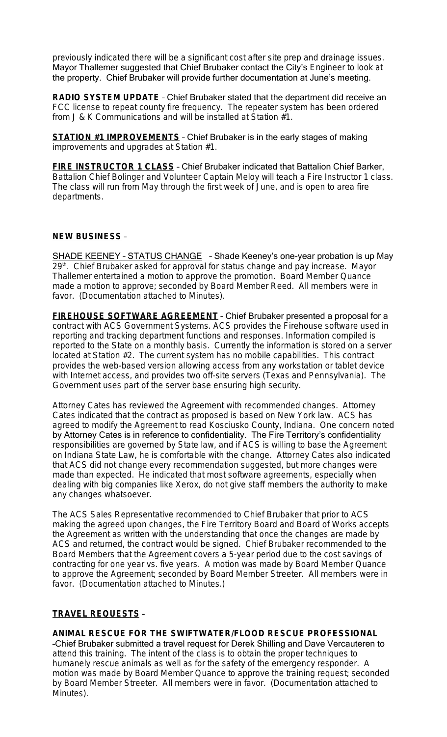previously indicated there will be a significant cost after site prep and drainage issues. Mayor Thallemer suggested that Chief Brubaker contact the City's Engineer to look at the property. Chief Brubaker will provide further documentation at June's meeting.

**RADIO SYSTEM UPDATE** – Chief Brubaker stated that the department did receive an FCC license to repeat county fire frequency. The repeater system has been ordered from J & K Communications and will be installed at Station #1.

**STATION #1 IMPROVEMENTS** – Chief Brubaker is in the early stages of making improvements and upgrades at Station #1.

**FIRE INSTRUCTOR 1 CLASS** – Chief Brubaker indicated that Battalion Chief Barker, Battalion Chief Bolinger and Volunteer Captain Meloy will teach a Fire Instructor 1 class. The class will run from May through the first week of June, and is open to area fire departments.

**NEW BUSINESS** –

SHADE KEENEY – STATUS CHANGE – Shade Keeney's one-year probation is up May 29th. Chief Brubaker asked for approval for status change and pay increase. Mayor Thallemer entertained a motion to approve the promotion. Board Member Quance made a motion to approve; seconded by Board Member Reed. All members were in favor. (Documentation attached to Minutes).

**FIREHOUSE SOFTWARE AGREEMENT** – Chief Brubaker presented a proposal for a contract with ACS Government Systems. ACS provides the Firehouse software used in reporting and tracking department functions and responses. Information compiled is reported to the State on a monthly basis. Currently the information is stored on a server located at Station #2. The current system has no mobile capabilities. This contract provides the web-based version allowing access from any workstation or tablet device with Internet access, and provides two off-site servers (Texas and Pennsylvania). The Government uses part of the server base ensuring high security.

Attorney Cates has reviewed the Agreement with recommended changes. Attorney Cates indicated that the contract as proposed is based on New York law. ACS has agreed to modify the Agreement to read Kosciusko County, Indiana. One concern noted by Attorney Cates is in reference to confidentiality. The Fire Territory's confidentiality responsibilities are governed by State law, and if ACS is willing to base the Agreement on Indiana State Law, he is comfortable with the change. Attorney Cates also indicated that ACS did not change every recommendation suggested, but more changes were made than expected. He indicated that most software agreements, especially when dealing with big companies like Xerox, do not give staff members the authority to make any changes whatsoever.

The ACS Sales Representative recommended to Chief Brubaker that prior to ACS making the agreed upon changes, the Fire Territory Board and Board of Works accepts the Agreement as written with the understanding that once the changes are made by ACS and returned, the contract would be signed. Chief Brubaker recommended to the Board Members that the Agreement covers a 5-year period due to the cost savings of contracting for one year vs. five years. A motion was made by Board Member Quance to approve the Agreement; seconded by Board Member Streeter. All members were in favor. (Documentation attached to Minutes.)

**TRAVEL REQUESTS** –

**ANIMAL RESCUE FOR THE SWIFTWATER/FLOOD RESCUE PROFESSIONAL** –Chief Brubaker submitted a travel request for Derek Shilling and Dave Vercauteren to attend this training. The intent of the class is to obtain the proper techniques to humanely rescue animals as well as for the safety of the emergency responder. A motion was made by Board Member Quance to approve the training request; seconded by Board Member Streeter. All members were in favor. (Documentation attached to Minutes).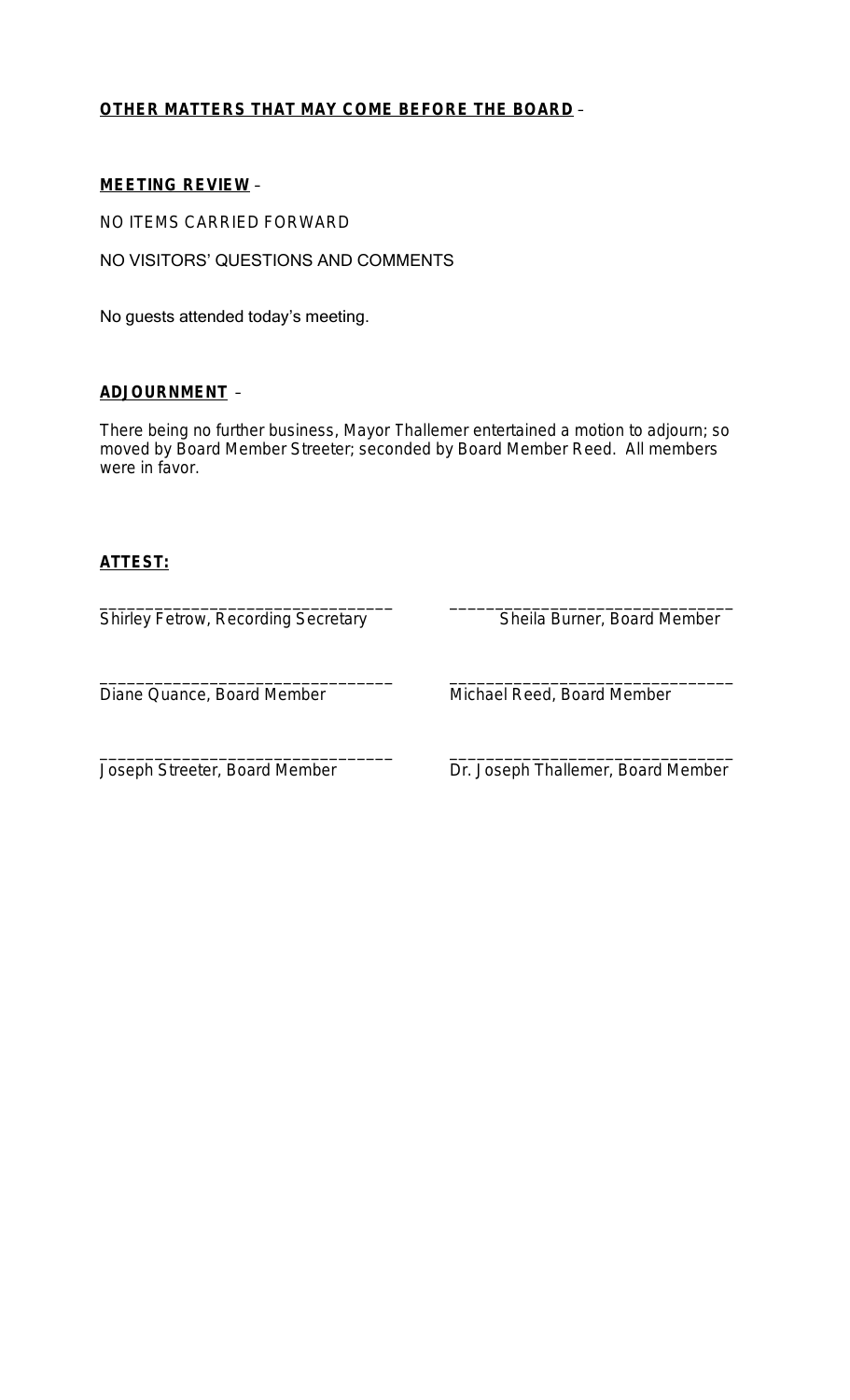**OTHER MATTERS THAT MAY COME BEFORE THE BOARD** –

**MEETING REVIEW** –

NO ITEMS CARRIED FORWARD

NO VISITORS' QUESTIONS AND COMMENTS

No guests attended today's meeting.

**ADJOURNMENT** –

There being no further business, Mayor Thallemer entertained a motion to adjourn; so moved by Board Member Streeter; seconded by Board Member Reed. All members were in favor.

**ATTEST:**

| | |
|---|---|
| ______________________________ | ______________________________ |
| Shirley Fetrow, Recording Secretary | Sheila Burner, Board Member |
| ______________________________ | ______________________________ |
| Diane Quance, Board Member | Michael Reed, Board Member |
| ______________________________ | ______________________________ |
| Joseph Streeter, Board Member | Dr. Joseph Thallemer, Board Member |